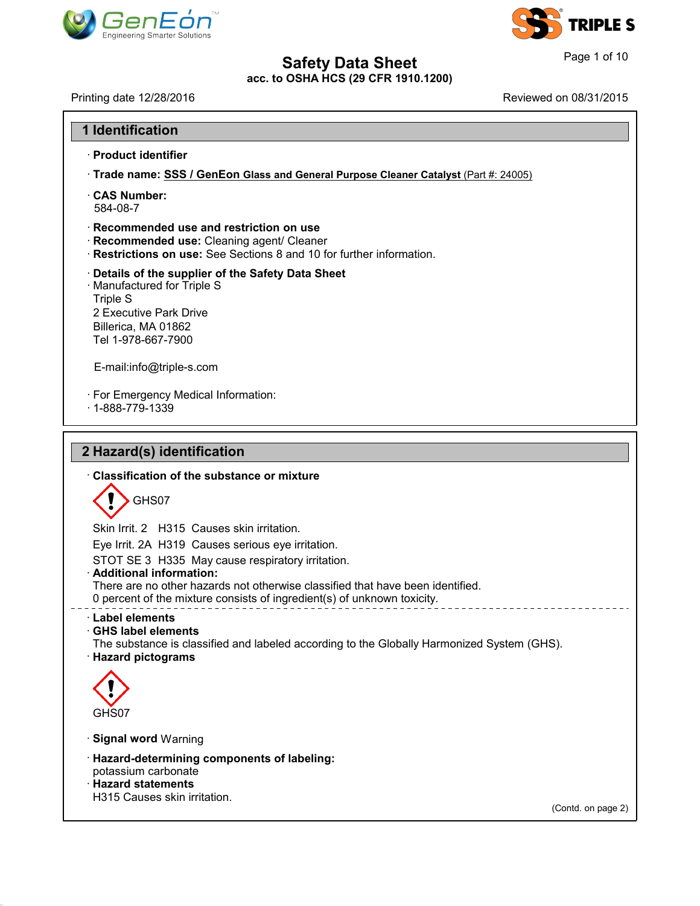# Safety Data Sheet

**acc. to OSHA HCS (29 CFR 1910.1200)**

Printing date 12/28/2016 Reviewed on 08/31/2015

## 1 Identification

· **Product identifier**

· **Trade name: SSS / GenEon Glass and General Purpose Cleaner Catalyst** (Part #: 24005)

· **CAS Number:**
584-08-7

· **Recommended use and restriction on use**
· **Recommended use:** Cleaning agent/ Cleaner
· **Restrictions on use:** See Sections 8 and 10 for further information.

· **Details of the supplier of the Safety Data Sheet**
· Manufactured for Triple S
Triple S
2 Executive Park Drive
Billerica, MA 01862
Tel 1-978-667-7900

E-mail:info@triple-s.com

· For Emergency Medical Information:
· 1-888-779-1339

## 2 Hazard(s) identification

· **Classification of the substance or mixture**

GHS07

Skin Irrit. 2 H315 Causes skin irritation.

Eye Irrit. 2A H319 Causes serious eye irritation.

STOT SE 3 H335 May cause respiratory irritation.

· **Additional information:**
There are no other hazards not otherwise classified that have been identified.
0 percent of the mixture consists of ingredient(s) of unknown toxicity.

· **Label elements**
· **GHS label elements**
The substance is classified and labeled according to the Globally Harmonized System (GHS).
· **Hazard pictograms**

GHS07

· **Signal word** Warning

· **Hazard-determining components of labeling:**
potassium carbonate
· **Hazard statements**
H315 Causes skin irritation.

(Contd. on page 2)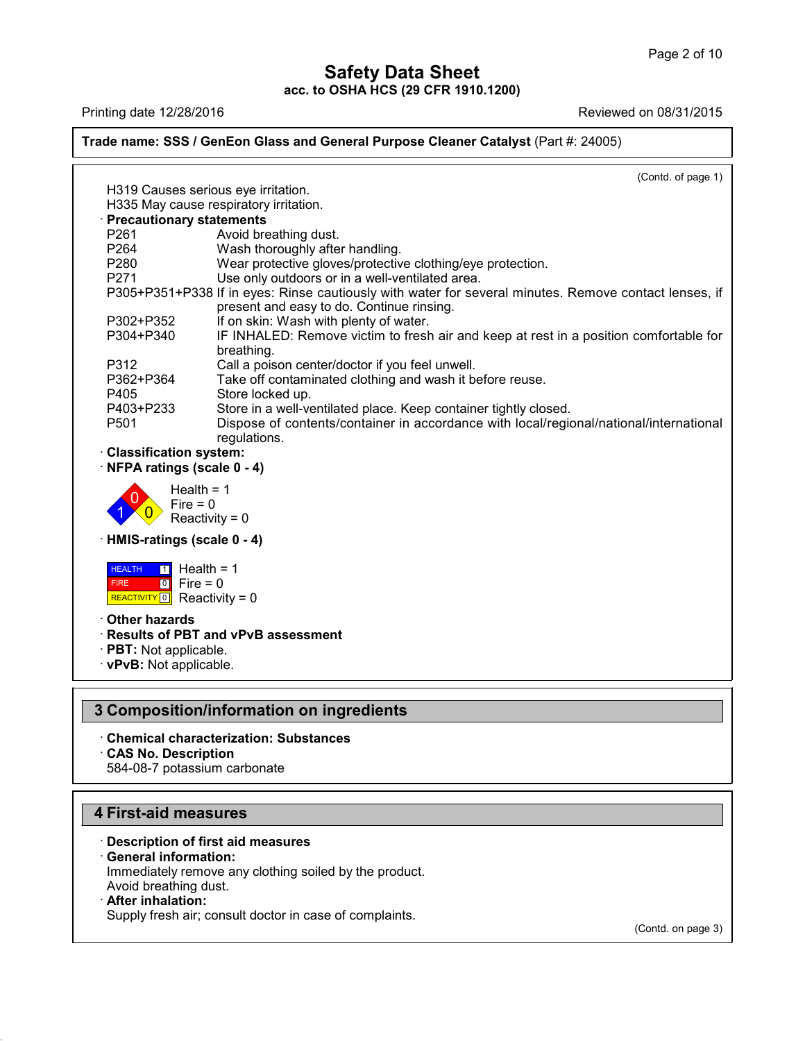**Trade name: SSS / GenEon Glass and General Purpose Cleaner Catalyst** (Part #: 24005)

(Contd. of page 1)

H319 Causes serious eye irritation.
H335 May cause respiratory irritation.

· **Precautionary statements**

| | |
|---|---|
| P261 | Avoid breathing dust. |
| P264 | Wash thoroughly after handling. |
| P280 | Wear protective gloves/protective clothing/eye protection. |
| P271 | Use only outdoors or in a well-ventilated area. |
| P305+P351+P338 | If in eyes: Rinse cautiously with water for several minutes. Remove contact lenses, if present and easy to do. Continue rinsing. |
| P302+P352 | If on skin: Wash with plenty of water. |
| P304+P340 | IF INHALED: Remove victim to fresh air and keep at rest in a position comfortable for breathing. |
| P312 | Call a poison center/doctor if you feel unwell. |
| P362+P364 | Take off contaminated clothing and wash it before reuse. |
| P405 | Store locked up. |
| P403+P233 | Store in a well-ventilated place. Keep container tightly closed. |
| P501 | Dispose of contents/container in accordance with local/regional/national/international regulations. |

· **Classification system:**

· **NFPA ratings (scale 0 - 4)**

Health = 1
Fire = 0
Reactivity = 0

· **HMIS-ratings (scale 0 - 4)**

| | | |
|---|---|---|
| HEALTH | 1 | Health = 1 |
| FIRE | 0 | Fire = 0 |
| REACTIVITY | 0 | Reactivity = 0 |

· **Other hazards**

· **Results of PBT and vPvB assessment**

· **PBT:** Not applicable.

· **vPvB:** Not applicable.

## 3 Composition/information on ingredients

· **Chemical characterization: Substances**

· **CAS No. Description**

584-08-7 potassium carbonate

## 4 First-aid measures

· **Description of first aid measures**

· **General information:**

Immediately remove any clothing soiled by the product.
Avoid breathing dust.

· **After inhalation:**

Supply fresh air; consult doctor in case of complaints.

(Contd. on page 3)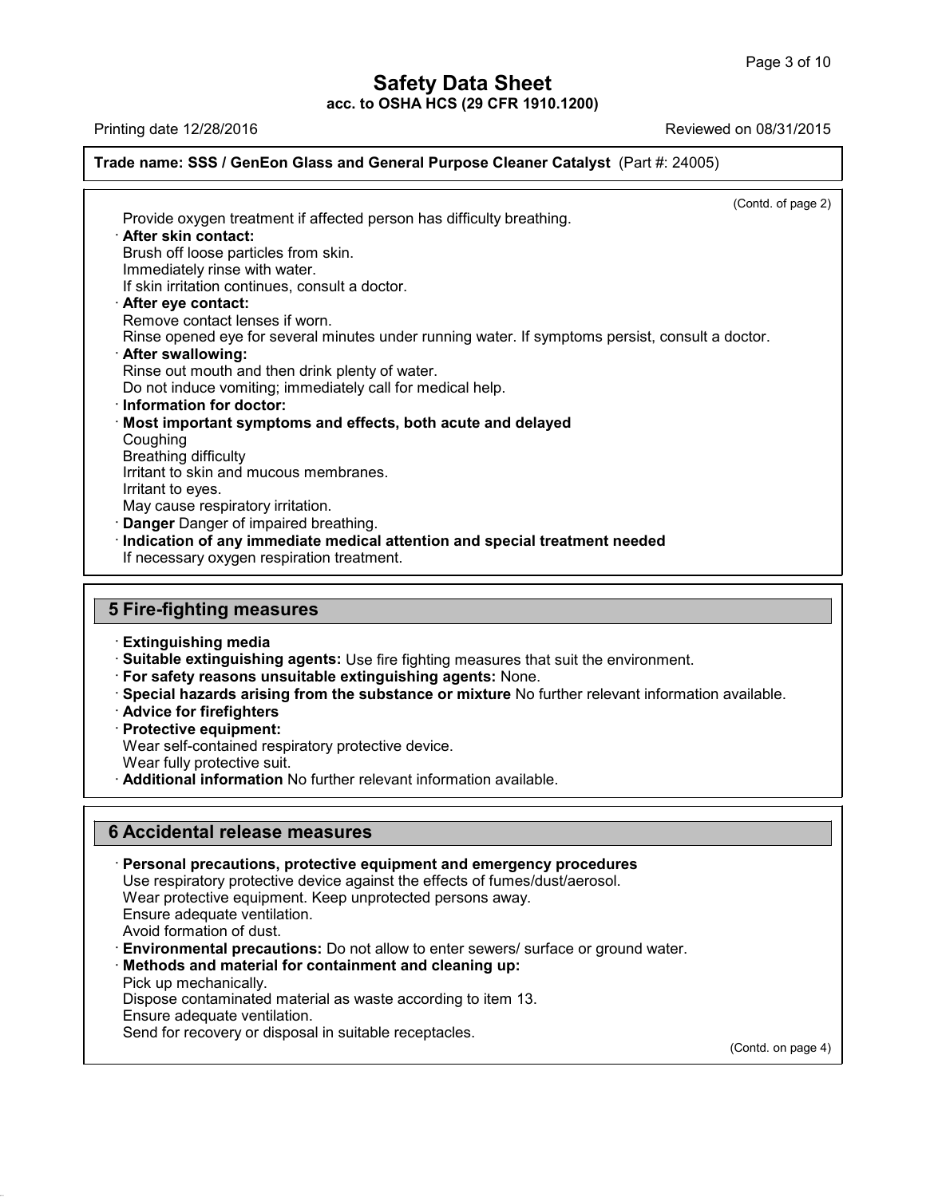(Contd. of page 2)

Provide oxygen treatment if affected person has difficulty breathing.

· **After skin contact:**
Brush off loose particles from skin.
Immediately rinse with water.
If skin irritation continues, consult a doctor.

· **After eye contact:**
Remove contact lenses if worn.
Rinse opened eye for several minutes under running water. If symptoms persist, consult a doctor.

· **After swallowing:**
Rinse out mouth and then drink plenty of water.
Do not induce vomiting; immediately call for medical help.

· **Information for doctor:**

· **Most important symptoms and effects, both acute and delayed**
Coughing
Breathing difficulty
Irritant to skin and mucous membranes.
Irritant to eyes.
May cause respiratory irritation.

· **Danger** Danger of impaired breathing.

· **Indication of any immediate medical attention and special treatment needed**
If necessary oxygen respiration treatment.

## 5 Fire-fighting measures

· **Extinguishing media**

· **Suitable extinguishing agents:** Use fire fighting measures that suit the environment.

· **For safety reasons unsuitable extinguishing agents:** None.

· **Special hazards arising from the substance or mixture** No further relevant information available.

· **Advice for firefighters**

· **Protective equipment:**
Wear self-contained respiratory protective device.
Wear fully protective suit.

· **Additional information** No further relevant information available.

## 6 Accidental release measures

· **Personal precautions, protective equipment and emergency procedures**
Use respiratory protective device against the effects of fumes/dust/aerosol.
Wear protective equipment. Keep unprotected persons away.
Ensure adequate ventilation.
Avoid formation of dust.

· **Environmental precautions:** Do not allow to enter sewers/ surface or ground water.

· **Methods and material for containment and cleaning up:**
Pick up mechanically.
Dispose contaminated material as waste according to item 13.
Ensure adequate ventilation.
Send for recovery or disposal in suitable receptacles.

(Contd. on page 4)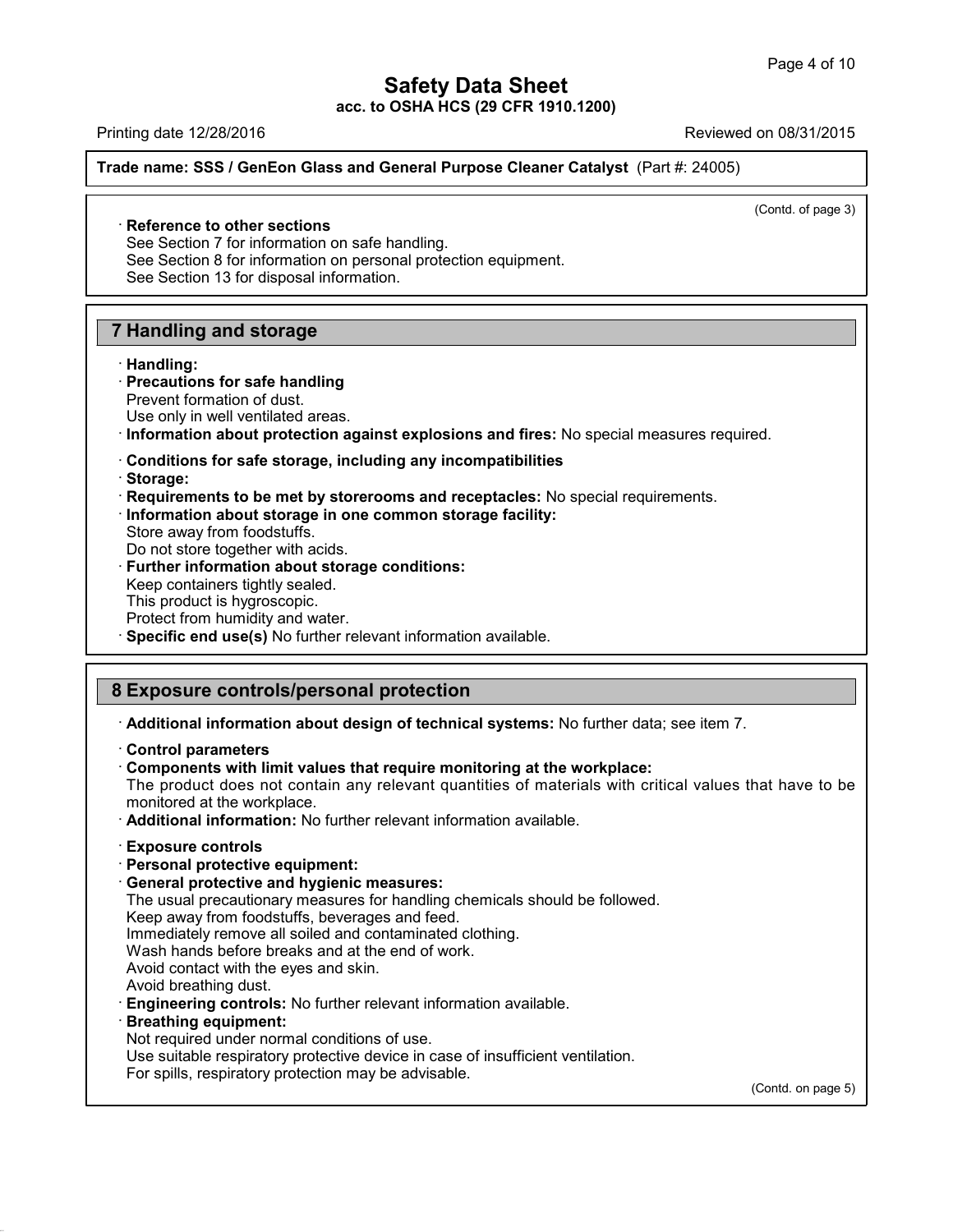**Trade name: SSS / GenEon Glass and General Purpose Cleaner Catalyst** (Part #: 24005)

(Contd. of page 3)

· **Reference to other sections**
See Section 7 for information on safe handling.
See Section 8 for information on personal protection equipment.
See Section 13 for disposal information.

## 7 Handling and storage

· **Handling:**
· **Precautions for safe handling**
Prevent formation of dust.
Use only in well ventilated areas.
· **Information about protection against explosions and fires:** No special measures required.

· **Conditions for safe storage, including any incompatibilities**
· **Storage:**
· **Requirements to be met by storerooms and receptacles:** No special requirements.
· **Information about storage in one common storage facility:**
Store away from foodstuffs.
Do not store together with acids.
· **Further information about storage conditions:**
Keep containers tightly sealed.
This product is hygroscopic.
Protect from humidity and water.
· **Specific end use(s)** No further relevant information available.

## 8 Exposure controls/personal protection

· **Additional information about design of technical systems:** No further data; see item 7.

· **Control parameters**
· **Components with limit values that require monitoring at the workplace:**
The product does not contain any relevant quantities of materials with critical values that have to be monitored at the workplace.
· **Additional information:** No further relevant information available.

· **Exposure controls**
· **Personal protective equipment:**
· **General protective and hygienic measures:**
The usual precautionary measures for handling chemicals should be followed.
Keep away from foodstuffs, beverages and feed.
Immediately remove all soiled and contaminated clothing.
Wash hands before breaks and at the end of work.
Avoid contact with the eyes and skin.
Avoid breathing dust.
· **Engineering controls:** No further relevant information available.
· **Breathing equipment:**
Not required under normal conditions of use.
Use suitable respiratory protective device in case of insufficient ventilation.
For spills, respiratory protection may be advisable.

(Contd. on page 5)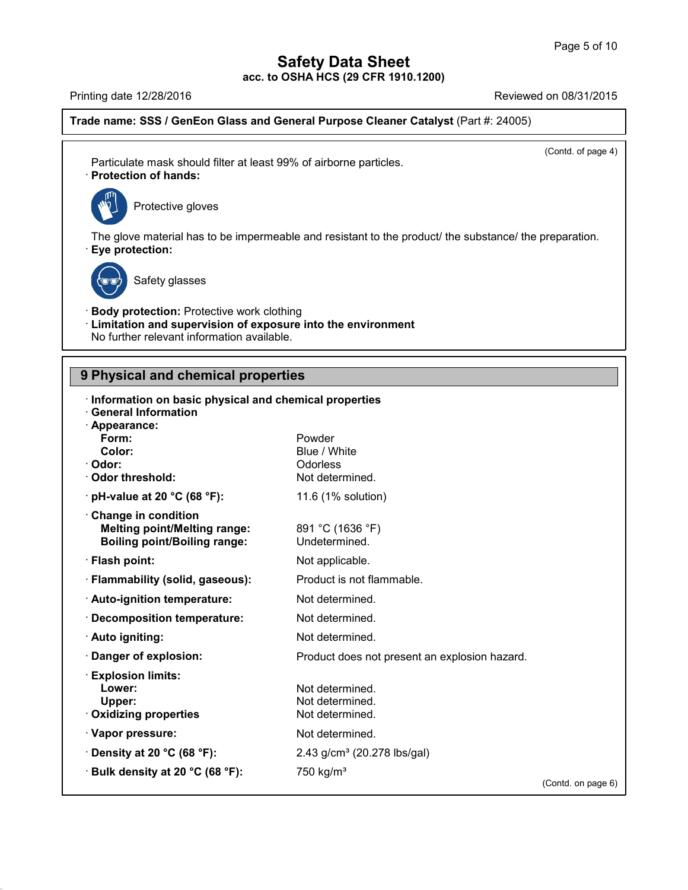**Trade name: SSS / GenEon Glass and General Purpose Cleaner Catalyst** (Part #: 24005)

(Contd. of page 4)

Particulate mask should filter at least 99% of airborne particles.

· **Protection of hands:**

Protective gloves

The glove material has to be impermeable and resistant to the product/ the substance/ the preparation.

· **Eye protection:**

Safety glasses

· **Body protection:** Protective work clothing

· **Limitation and supervision of exposure into the environment**

No further relevant information available.

## 9 Physical and chemical properties

· **Information on basic physical and chemical properties**

· **General Information**

| | |
|---|---|
| · **Appearance:** | |
| **Form:** | Powder |
| **Color:** | Blue / White |
| · **Odor:** | Odorless |
| · **Odor threshold:** | Not determined. |
| · **pH-value at 20 °C (68 °F):** | 11.6 (1% solution) |
| · **Change in condition** | |
| **Melting point/Melting range:** | 891 °C (1636 °F) |
| **Boiling point/Boiling range:** | Undetermined. |
| · **Flash point:** | Not applicable. |
| · **Flammability (solid, gaseous):** | Product is not flammable. |
| · **Auto-ignition temperature:** | Not determined. |
| · **Decomposition temperature:** | Not determined. |
| · **Auto igniting:** | Not determined. |
| · **Danger of explosion:** | Product does not present an explosion hazard. |
| · **Explosion limits:** | |
| **Lower:** | Not determined. |
| **Upper:** | Not determined. |
| · **Oxidizing properties** | Not determined. |
| · **Vapor pressure:** | Not determined. |
| · **Density at 20 °C (68 °F):** | 2.43 g/cm³ (20.278 lbs/gal) |
| · **Bulk density at 20 °C (68 °F):** | 750 kg/m³ |

(Contd. on page 6)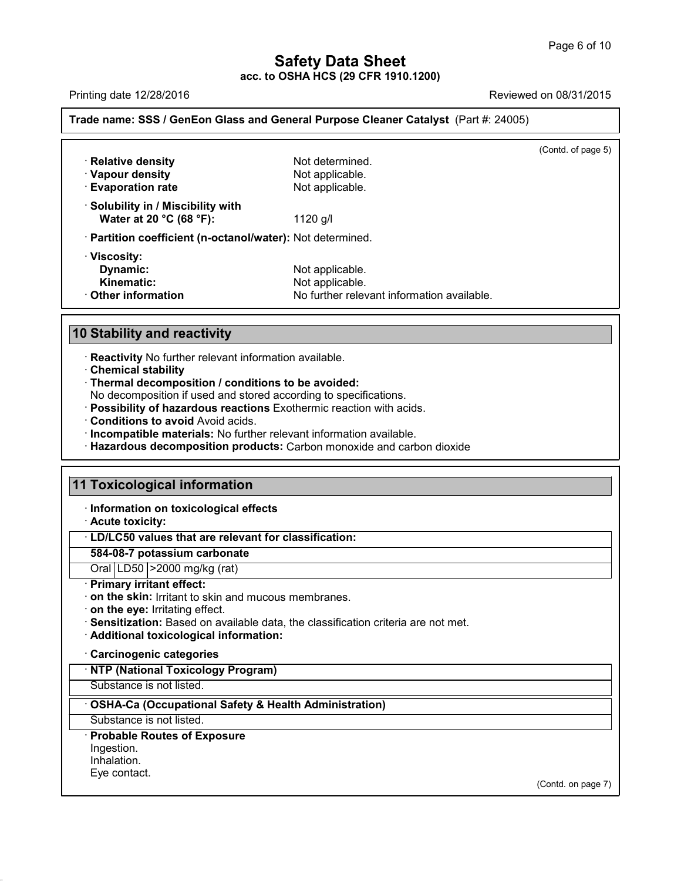(Contd. of page 5)

· **Relative density** Not determined.
· **Vapour density** Not applicable.
· **Evaporation rate** Not applicable.

· **Solubility in / Miscibility with**
  **Water at 20 °C (68 °F):** 1120 g/l

· **Partition coefficient (n-octanol/water):** Not determined.

· **Viscosity:**
  **Dynamic:** Not applicable.
  **Kinematic:** Not applicable.
· **Other information** No further relevant information available.

## 10 Stability and reactivity

· **Reactivity** No further relevant information available.
· **Chemical stability**
· **Thermal decomposition / conditions to be avoided:**
No decomposition if used and stored according to specifications.
· **Possibility of hazardous reactions** Exothermic reaction with acids.
· **Conditions to avoid** Avoid acids.
· **Incompatible materials:** No further relevant information available.
· **Hazardous decomposition products:** Carbon monoxide and carbon dioxide

## 11 Toxicological information

· **Information on toxicological effects**
· **Acute toxicity:**

| · **LD/LC50 values that are relevant for classification:** | | |
|---|---|---|
| **584-08-7 potassium carbonate** | | |
| Oral | LD50 | >2000 mg/kg (rat) |

· **Primary irritant effect:**
· **on the skin:** Irritant to skin and mucous membranes.
· **on the eye:** Irritating effect.
· **Sensitization:** Based on available data, the classification criteria are not met.
· **Additional toxicological information:**

· **Carcinogenic categories**

| · **NTP (National Toxicology Program)** |
|---|
| Substance is not listed. |

| · **OSHA-Ca (Occupational Safety & Health Administration)** |
|---|
| Substance is not listed. |

· **Probable Routes of Exposure**
Ingestion.
Inhalation.
Eye contact.

(Contd. on page 7)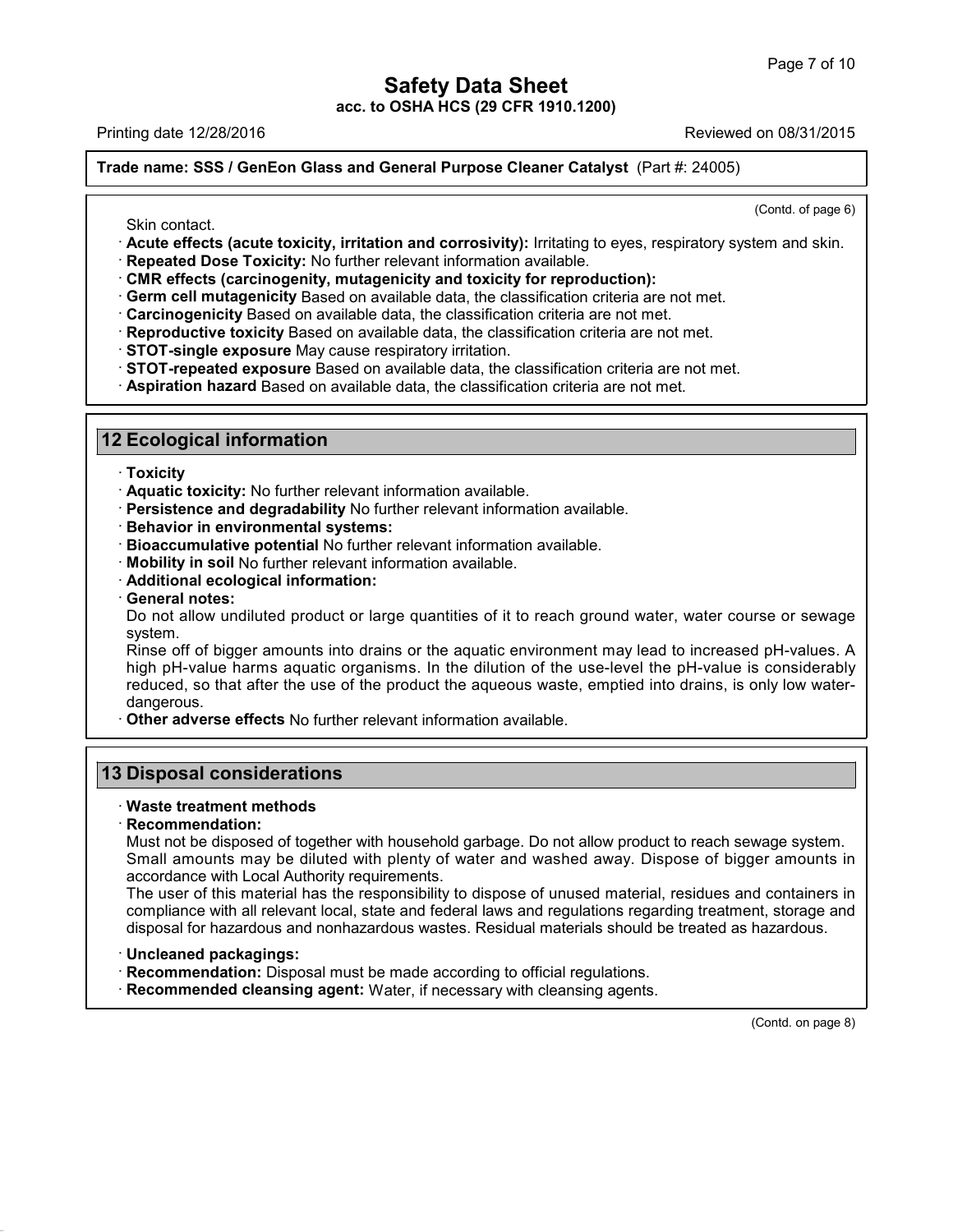Skin contact.

· **Acute effects (acute toxicity, irritation and corrosivity):** Irritating to eyes, respiratory system and skin.
· **Repeated Dose Toxicity:** No further relevant information available.
· **CMR effects (carcinogenity, mutagenicity and toxicity for reproduction):**
· **Germ cell mutagenicity** Based on available data, the classification criteria are not met.
· **Carcinogenicity** Based on available data, the classification criteria are not met.
· **Reproductive toxicity** Based on available data, the classification criteria are not met.
· **STOT-single exposure** May cause respiratory irritation.
· **STOT-repeated exposure** Based on available data, the classification criteria are not met.
· **Aspiration hazard** Based on available data, the classification criteria are not met.

## 12 Ecological information

· **Toxicity**
· **Aquatic toxicity:** No further relevant information available.
· **Persistence and degradability** No further relevant information available.
· **Behavior in environmental systems:**
· **Bioaccumulative potential** No further relevant information available.
· **Mobility in soil** No further relevant information available.
· **Additional ecological information:**
· **General notes:**

Do not allow undiluted product or large quantities of it to reach ground water, water course or sewage system.

Rinse off of bigger amounts into drains or the aquatic environment may lead to increased pH-values. A high pH-value harms aquatic organisms. In the dilution of the use-level the pH-value is considerably reduced, so that after the use of the product the aqueous waste, emptied into drains, is only low water-dangerous.

· **Other adverse effects** No further relevant information available.

## 13 Disposal considerations

· **Waste treatment methods**
· **Recommendation:**

Must not be disposed of together with household garbage. Do not allow product to reach sewage system. Small amounts may be diluted with plenty of water and washed away. Dispose of bigger amounts in accordance with Local Authority requirements.

The user of this material has the responsibility to dispose of unused material, residues and containers in compliance with all relevant local, state and federal laws and regulations regarding treatment, storage and disposal for hazardous and nonhazardous wastes. Residual materials should be treated as hazardous.

· **Uncleaned packagings:**
· **Recommendation:** Disposal must be made according to official regulations.
· **Recommended cleansing agent:** Water, if necessary with cleansing agents.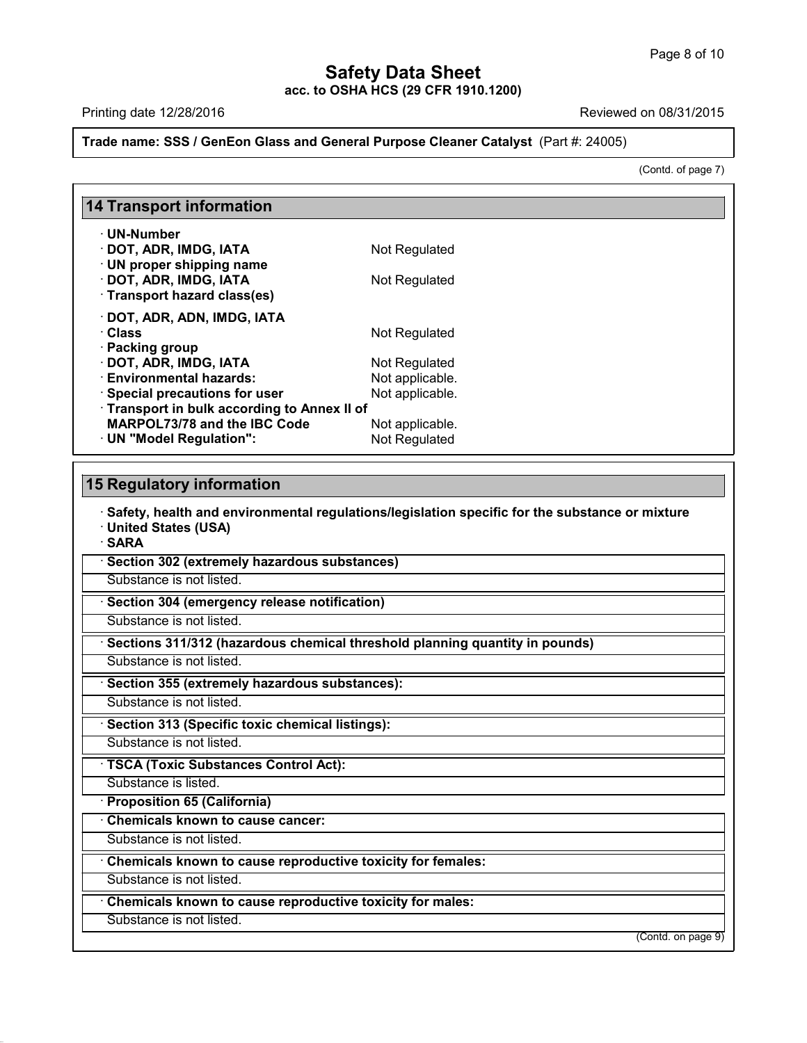**Trade name: SSS / GenEon Glass and General Purpose Cleaner Catalyst** (Part #: 24005)

(Contd. of page 7)

## 14 Transport information

- **UN-Number**
- **DOT, ADR, IMDG, IATA** — Not Regulated
- **UN proper shipping name**
- **DOT, ADR, IMDG, IATA** — Not Regulated
- **Transport hazard class(es)**
- **DOT, ADR, ADN, IMDG, IATA**
- **Class** — Not Regulated
- **Packing group**
- **DOT, ADR, IMDG, IATA** — Not Regulated
- **Environmental hazards:** — Not applicable.
- **Special precautions for user** — Not applicable.
- **Transport in bulk according to Annex II of MARPOL73/78 and the IBC Code** — Not applicable.
- **UN "Model Regulation":** — Not Regulated

## 15 Regulatory information

- **Safety, health and environmental regulations/legislation specific for the substance or mixture**
- **United States (USA)**
- **SARA**

**Section 302 (extremely hazardous substances)**

Substance is not listed.

**Section 304 (emergency release notification)**

Substance is not listed.

**Sections 311/312 (hazardous chemical threshold planning quantity in pounds)**

Substance is not listed.

**Section 355 (extremely hazardous substances):**

Substance is not listed.

**Section 313 (Specific toxic chemical listings):**

Substance is not listed.

**TSCA (Toxic Substances Control Act):**

Substance is listed.

- **Proposition 65 (California)**

**Chemicals known to cause cancer:**

Substance is not listed.

**Chemicals known to cause reproductive toxicity for females:**

Substance is not listed.

**Chemicals known to cause reproductive toxicity for males:**

Substance is not listed.

(Contd. on page 9)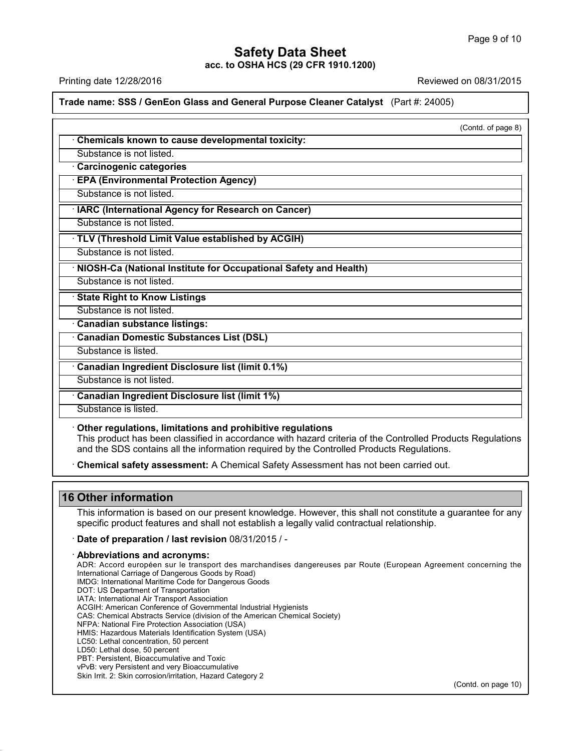**Trade name: SSS / GenEon Glass and General Purpose Cleaner Catalyst** (Part #: 24005)

(Contd. of page 8)

· **Chemicals known to cause developmental toxicity:**

Substance is not listed.

· **Carcinogenic categories**

· **EPA (Environmental Protection Agency)**

Substance is not listed.

· **IARC (International Agency for Research on Cancer)**

Substance is not listed.

· **TLV (Threshold Limit Value established by ACGIH)**

Substance is not listed.

· **NIOSH-Ca (National Institute for Occupational Safety and Health)**

Substance is not listed.

· **State Right to Know Listings**

Substance is not listed.

· **Canadian substance listings:**

· **Canadian Domestic Substances List (DSL)**

Substance is listed.

· **Canadian Ingredient Disclosure list (limit 0.1%)**

Substance is not listed.

· **Canadian Ingredient Disclosure list (limit 1%)**

Substance is listed.

· **Other regulations, limitations and prohibitive regulations**

This product has been classified in accordance with hazard criteria of the Controlled Products Regulations and the SDS contains all the information required by the Controlled Products Regulations.

· **Chemical safety assessment:** A Chemical Safety Assessment has not been carried out.

## 16 Other information

This information is based on our present knowledge. However, this shall not constitute a guarantee for any specific product features and shall not establish a legally valid contractual relationship.

· **Date of preparation / last revision** 08/31/2015 / -

· **Abbreviations and acronyms:**

ADR: Accord européen sur le transport des marchandises dangereuses par Route (European Agreement concerning the International Carriage of Dangerous Goods by Road)
IMDG: International Maritime Code for Dangerous Goods
DOT: US Department of Transportation
IATA: International Air Transport Association
ACGIH: American Conference of Governmental Industrial Hygienists
CAS: Chemical Abstracts Service (division of the American Chemical Society)
NFPA: National Fire Protection Association (USA)
HMIS: Hazardous Materials Identification System (USA)
LC50: Lethal concentration, 50 percent
LD50: Lethal dose, 50 percent
PBT: Persistent, Bioaccumulative and Toxic
vPvB: very Persistent and very Bioaccumulative
Skin Irrit. 2: Skin corrosion/irritation, Hazard Category 2

(Contd. on page 10)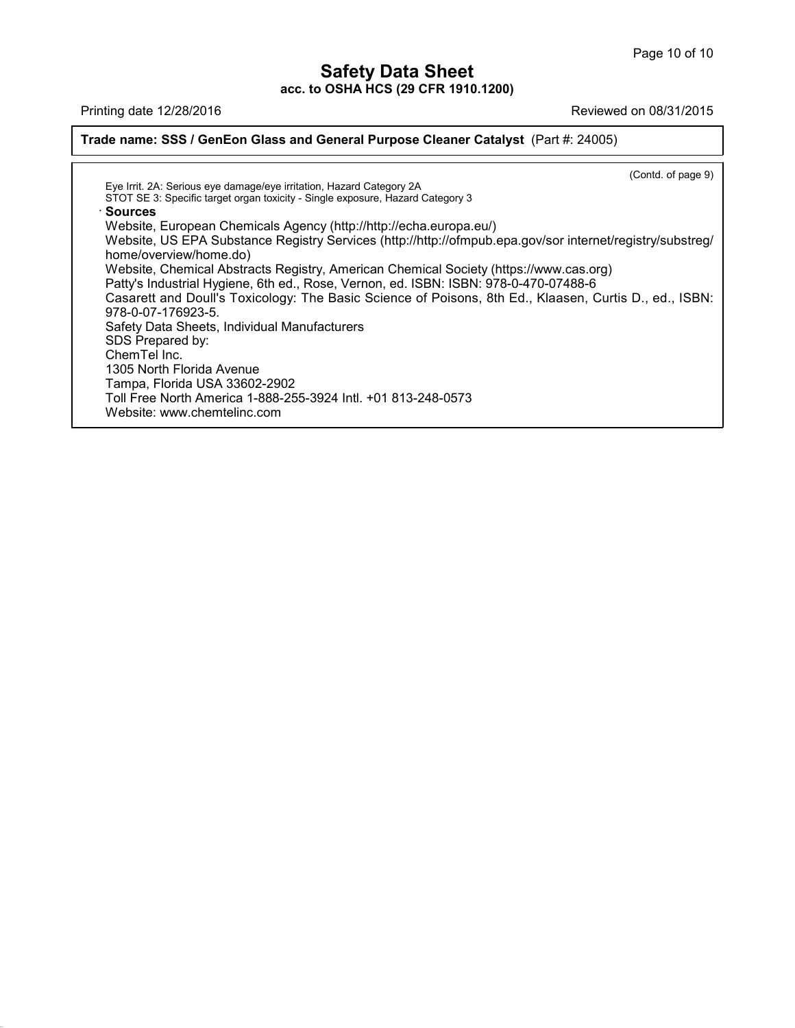# Safety Data Sheet

**acc. to OSHA HCS (29 CFR 1910.1200)**

Printing date 12/28/2016 Reviewed on 08/31/2015

**Trade name: SSS / GenEon Glass and General Purpose Cleaner Catalyst** (Part #: 24005)

(Contd. of page 9)

Eye Irrit. 2A: Serious eye damage/eye irritation, Hazard Category 2A
STOT SE 3: Specific target organ toxicity - Single exposure, Hazard Category 3

· **Sources**

Website, European Chemicals Agency (http://http://echa.europa.eu/)
Website, US EPA Substance Registry Services (http://http://ofmpub.epa.gov/sor internet/registry/substreg/home/overview/home.do)
Website, Chemical Abstracts Registry, American Chemical Society (https://www.cas.org)
Patty's Industrial Hygiene, 6th ed., Rose, Vernon, ed. ISBN: ISBN: 978-0-470-07488-6
Casarett and Doull's Toxicology: The Basic Science of Poisons, 8th Ed., Klaasen, Curtis D., ed., ISBN: 978-0-07-176923-5.
Safety Data Sheets, Individual Manufacturers
SDS Prepared by:
ChemTel Inc.
1305 North Florida Avenue
Tampa, Florida USA 33602-2902
Toll Free North America 1-888-255-3924 Intl. +01 813-248-0573
Website: www.chemtelinc.com